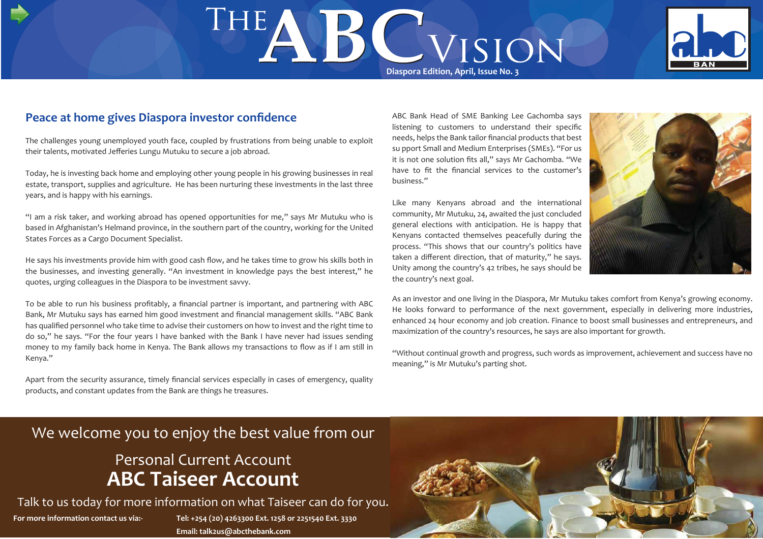# The ABC Vision

Diaspora Edition, April, Issue No. 3

## Peace at home gives Diaspora investor confidence

The challenges young unemployed youth face, coupled by frustrations from being unable to exploit their talents, motivated Jefferies Lungu Mutuku to secure a job abroad.

Today, he is investing back home and employing other young people in his growing businesses in real estate, transport, supplies and agriculture. He has been nurturing these investments in the last three years, and is happy with his earnings.

"I am a risk taker, and working abroad has opened opportunities for me," says Mr Mutuku who is based in Afghanistan's Helmand province, in the southern part of the country, working for the United States Forces as a Cargo Document Specialist.

He says his investments provide him with good cash flow, and he takes time to grow his skills both in the businesses, and investing generally. "An investment in knowledge pays the best interest," he quotes, urging colleagues in the Diaspora to be investment savvy.

To be able to run his business profitably, a financial partner is important, and partnering with ABC Bank, Mr Mutuku says has earned him good investment and financial management skills. "ABC Bank has qualified personnel who take time to advise their customers on how to invest and the right time to do so," he says. "For the four years I have banked with the Bank I have never had issues sending money to my family back home in Kenya. The Bank allows my transactions to flow as if I am still in Kenya."

Apart from the security assurance, timely financial services especially in cases of emergency, quality products, and constant updates from the Bank are things he treasures.

ABC Bank Head of SME Banking Lee Gachomba says listening to customers to understand their specific needs, helps the Bank tailor financial products that best su pport Small and Medium Enterprises (SMEs). "For us it is not one solution fits all," says Mr Gachomba. "We have to fit the financial services to the customer's business."

Like many Kenyans abroad and the international community, Mr Mutuku, 24, awaited the just concluded general elections with anticipation. He is happy that Kenyans contacted themselves peacefully during the process. "This shows that our country's politics have taken a different direction, that of maturity," he says. Unity among the country's 42 tribes, he says should be the country's next goal.

As an investor and one living in the Diaspora, Mr Mutuku takes comfort from Kenya's growing economy. He looks forward to performance of the next government, especially in delivering more industries, enhanced 24 hour economy and job creation. Finance to boost small businesses and entrepreneurs, and maximization of the country's resources, he says are also important for growth.

"Without continual growth and progress, such words as improvement, achievement and success have no meaning," is Mr Mutuku's parting shot.

We welcome you to enjoy the best value from our

Personal Current Account

**ABC Taiseer Account**

Talk to us today for more information on what Taiseer can do for you.

**For more information contact us via:-** **Tel: +254 (20) 4263300 Ext. 1258 or 2251540 Ext. 3330**

**Email: talk2us@abcthebank.com**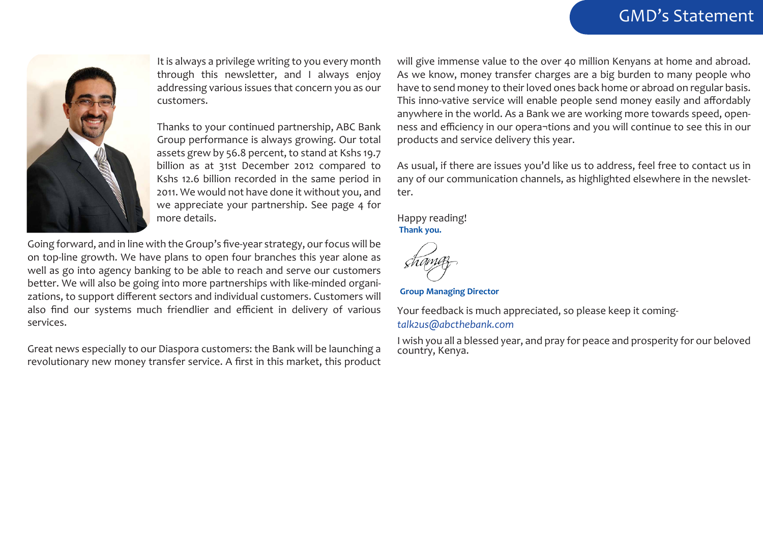# GMD's Statement

It is always a privilege writing to you every month through this newsletter, and I always enjoy addressing various issues that concern you as our customers.

Thanks to your continued partnership, ABC Bank Group performance is always growing. Our total assets grew by 56.8 percent, to stand at Kshs 19.7 billion as at 31st December 2012 compared to Kshs 12.6 billion recorded in the same period in 2011. We would not have done it without you, and we appreciate your partnership. See page 4 for more details.

Going forward, and in line with the Group's five-year strategy, our focus will be on top-line growth. We have plans to open four branches this year alone as well as go into agency banking to be able to reach and serve our customers better. We will also be going into more partnerships with like-minded organizations, to support different sectors and individual customers. Customers will also find our systems much friendlier and efficient in delivery of various services.

Great news especially to our Diaspora customers: the Bank will be launching a revolutionary new money transfer service. A first in this market, this product will give immense value to the over 40 million Kenyans at home and abroad. As we know, money transfer charges are a big burden to many people who have to send money to their loved ones back home or abroad on regular basis. This inno-vative service will enable people send money easily and affordably anywhere in the world. As a Bank we are working more towards speed, openness and efficiency in our opera¬tions and you will continue to see this in our products and service delivery this year.

As usual, if there are issues you'd like us to address, feel free to contact us in any of our communication channels, as highlighted elsewhere in the newsletter.

Happy reading!

**Thank you.**

Shamaz

**Group Managing Director**

Your feedback is much appreciated, so please keep it coming- *talk2us@abcthebank.com*

I wish you all a blessed year, and pray for peace and prosperity for our beloved country, Kenya.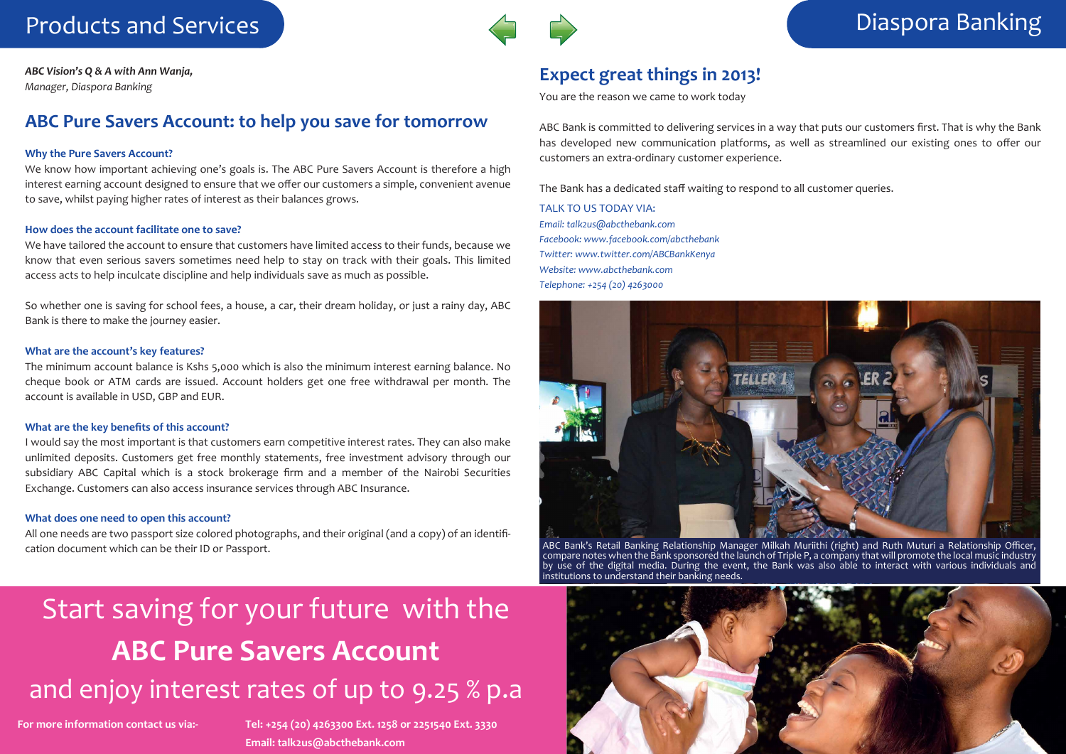# Products and Services

*ABC Vision's Q & A with Ann Wanja,*
*Manager, Diaspora Banking*

## ABC Pure Savers Account: to help you save for tomorrow

**Why the Pure Savers Account?**

We know how important achieving one's goals is. The ABC Pure Savers Account is therefore a high interest earning account designed to ensure that we offer our customers a simple, convenient avenue to save, whilst paying higher rates of interest as their balances grows.

**How does the account facilitate one to save?**

We have tailored the account to ensure that customers have limited access to their funds, because we know that even serious savers sometimes need help to stay on track with their goals. This limited access acts to help inculcate discipline and help individuals save as much as possible.

So whether one is saving for school fees, a house, a car, their dream holiday, or just a rainy day, ABC Bank is there to make the journey easier.

**What are the account's key features?**

The minimum account balance is Kshs 5,000 which is also the minimum interest earning balance. No cheque book or ATM cards are issued. Account holders get one free withdrawal per month. The account is available in USD, GBP and EUR.

**What are the key benefits of this account?**

I would say the most important is that customers earn competitive interest rates. They can also make unlimited deposits. Customers get free monthly statements, free investment advisory through our subsidiary ABC Capital which is a stock brokerage firm and a member of the Nairobi Securities Exchange. Customers can also access insurance services through ABC Insurance.

**What does one need to open this account?**

All one needs are two passport size colored photographs, and their original (and a copy) of an identification document which can be their ID or Passport.

# Diaspora Banking

## Expect great things in 2013!

You are the reason we came to work today

ABC Bank is committed to delivering services in a way that puts our customers first. That is why the Bank has developed new communication platforms, as well as streamlined our existing ones to offer our customers an extra-ordinary customer experience.

The Bank has a dedicated staff waiting to respond to all customer queries.

TALK TO US TODAY VIA:

*Email: talk2us@abcthebank.com*
*Facebook: www.facebook.com/abcthebank*
*Twitter: www.twitter.com/ABCBankKenya*
*Website: www.abcthebank.com*
*Telephone: +254 (20) 4263000*

ABC Bank's Retail Banking Relationship Manager Milkah Muriithi (right) and Ruth Muturi a Relationship Officer, compare notes when the Bank sponsored the launch of Triple P, a company that will promote the local music industry by use of the digital media. During the event, the Bank was also able to interact with various individuals and institutions to understand their banking needs.

Start saving for your future with the

**ABC Pure Savers Account**

and enjoy interest rates of up to 9.25 % p.a

**For more information contact us via:-**

**Tel: +254 (20) 4263300 Ext. 1258 or 2251540 Ext. 3330**

**Email: talk2us@abcthebank.com**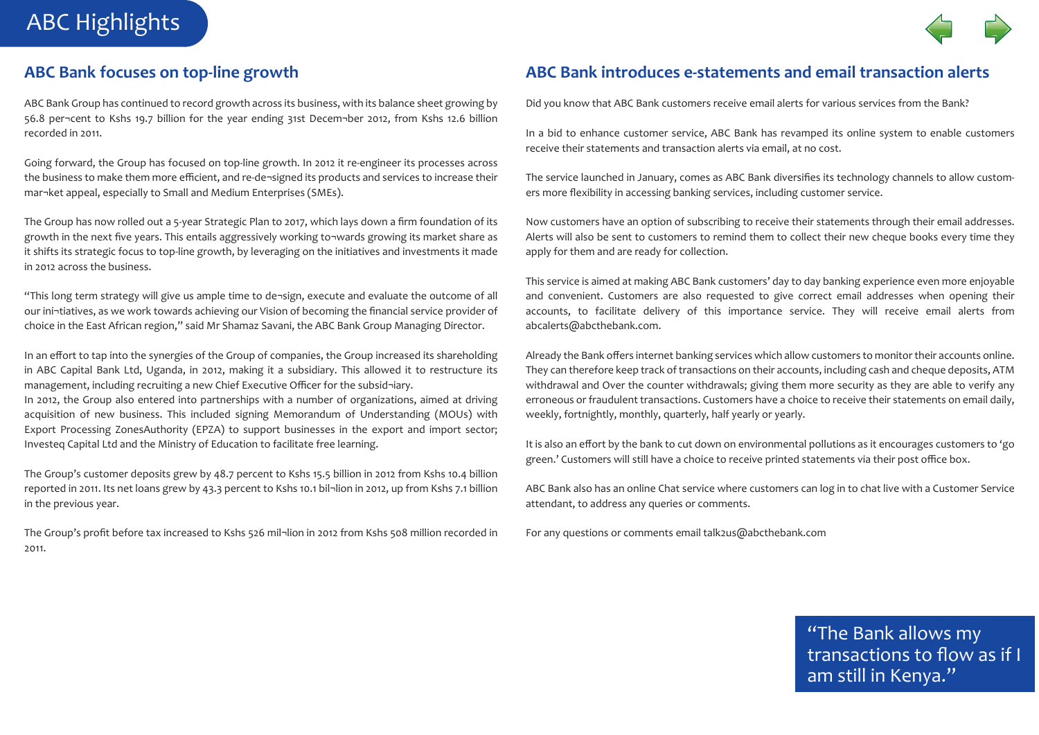# ABC Highlights

## ABC Bank focuses on top-line growth

ABC Bank Group has continued to record growth across its business, with its balance sheet growing by 56.8 per¬cent to Kshs 19.7 billion for the year ending 31st Decem¬ber 2012, from Kshs 12.6 billion recorded in 2011.

Going forward, the Group has focused on top-line growth. In 2012 it re-engineer its processes across the business to make them more efficient, and re-de¬signed its products and services to increase their mar¬ket appeal, especially to Small and Medium Enterprises (SMEs).

The Group has now rolled out a 5-year Strategic Plan to 2017, which lays down a firm foundation of its growth in the next five years. This entails aggressively working to¬wards growing its market share as it shifts its strategic focus to top-line growth, by leveraging on the initiatives and investments it made in 2012 across the business.

"This long term strategy will give us ample time to de¬sign, execute and evaluate the outcome of all our ini¬tiatives, as we work towards achieving our Vision of becoming the financial service provider of choice in the East African region," said Mr Shamaz Savani, the ABC Bank Group Managing Director.

In an effort to tap into the synergies of the Group of companies, the Group increased its shareholding in ABC Capital Bank Ltd, Uganda, in 2012, making it a subsidiary. This allowed it to restructure its management, including recruiting a new Chief Executive Officer for the subsid¬iary.
In 2012, the Group also entered into partnerships with a number of organizations, aimed at driving acquisition of new business. This included signing Memorandum of Understanding (MOUs) with Export Processing ZonesAuthority (EPZA) to support businesses in the export and import sector; Investeq Capital Ltd and the Ministry of Education to facilitate free learning.

The Group's customer deposits grew by 48.7 percent to Kshs 15.5 billion in 2012 from Kshs 10.4 billion reported in 2011. Its net loans grew by 43.3 percent to Kshs 10.1 bil¬lion in 2012, up from Kshs 7.1 billion in the previous year.

The Group's profit before tax increased to Kshs 526 mil¬lion in 2012 from Kshs 508 million recorded in 2011.

## ABC Bank introduces e-statements and email transaction alerts

Did you know that ABC Bank customers receive email alerts for various services from the Bank?

In a bid to enhance customer service, ABC Bank has revamped its online system to enable customers receive their statements and transaction alerts via email, at no cost.

The service launched in January, comes as ABC Bank diversifies its technology channels to allow custom-ers more flexibility in accessing banking services, including customer service.

Now customers have an option of subscribing to receive their statements through their email addresses. Alerts will also be sent to customers to remind them to collect their new cheque books every time they apply for them and are ready for collection.

This service is aimed at making ABC Bank customers' day to day banking experience even more enjoyable and convenient. Customers are also requested to give correct email addresses when opening their accounts, to facilitate delivery of this importance service. They will receive email alerts from abcalerts@abcthebank.com.

Already the Bank offers internet banking services which allow customers to monitor their accounts online. They can therefore keep track of transactions on their accounts, including cash and cheque deposits, ATM withdrawal and Over the counter withdrawals; giving them more security as they are able to verify any erroneous or fraudulent transactions. Customers have a choice to receive their statements on email daily, weekly, fortnightly, monthly, quarterly, half yearly or yearly.

It is also an effort by the bank to cut down on environmental pollutions as it encourages customers to 'go green.' Customers will still have a choice to receive printed statements via their post office box.

ABC Bank also has an online Chat service where customers can log in to chat live with a Customer Service attendant, to address any queries or comments.

For any questions or comments email talk2us@abcthebank.com

"The Bank allows my transactions to flow as if I am still in Kenya."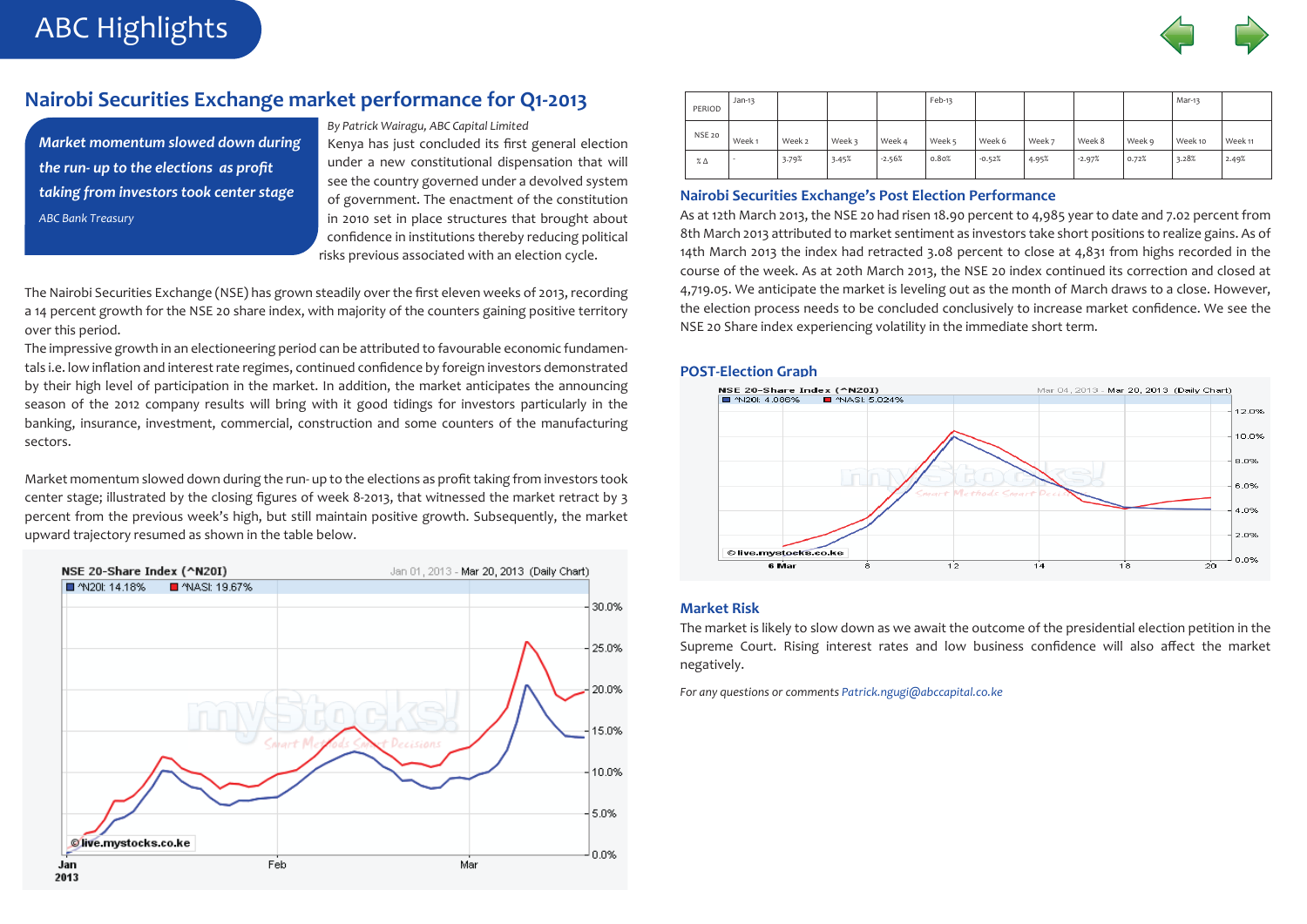# ABC Highlights

## Nairobi Securities Exchange market performance for Q1-2013

> ***Market momentum slowed down during the run- up to the elections as profit taking from investors took center stage***
>
> *ABC Bank Treasury*

*By Patrick Wairagu, ABC Capital Limited*

Kenya has just concluded its first general election under a new constitutional dispensation that will see the country governed under a devolved system of government. The enactment of the constitution in 2010 set in place structures that brought about confidence in institutions thereby reducing political risks previous associated with an election cycle.

The Nairobi Securities Exchange (NSE) has grown steadily over the first eleven weeks of 2013, recording a 14 percent growth for the NSE 20 share index, with majority of the counters gaining positive territory over this period.

The impressive growth in an electioneering period can be attributed to favourable economic fundamentals i.e. low inflation and interest rate regimes, continued confidence by foreign investors demonstrated by their high level of participation in the market. In addition, the market anticipates the announcing season of the 2012 company results will bring with it good tidings for investors particularly in the banking, insurance, investment, commercial, construction and some counters of the manufacturing sectors.

Market momentum slowed down during the run- up to the elections as profit taking from investors took center stage; illustrated by the closing figures of week 8-2013, that witnessed the market retract by 3 percent from the previous week's high, but still maintain positive growth. Subsequently, the market upward trajectory resumed as shown in the table below.

NSE 20-Share Index (^N20I) — Jan 01, 2013 - Mar 20, 2013 (Daily Chart) — ^N20I: 14.18% ^NASI: 19.67%

| PERIOD | Jan-13 | | | | Feb-13 | | | | | Mar-13 | |
|---|---|---|---|---|---|---|---|---|---|---|---|
| NSE 20 | Week 1 | Week 2 | Week 3 | Week 4 | Week 5 | Week 6 | Week 7 | Week 8 | Week 9 | Week 10 | Week 11 |
| % Δ | - | 3.79% | 3.45% | -2.56% | 0.80% | -0.52% | 4.95% | -2.97% | 0.72% | 3.28% | 2.49% |

### Nairobi Securities Exchange's Post Election Performance

As at 12th March 2013, the NSE 20 had risen 18.90 percent to 4,985 year to date and 7.02 percent from 8th March 2013 attributed to market sentiment as investors take short positions to realize gains. As of 14th March 2013 the index had retracted 3.08 percent to close at 4,831 from highs recorded in the course of the week. As at 20th March 2013, the NSE 20 index continued its correction and closed at 4,719.05. We anticipate the market is leveling out as the month of March draws to a close. However, the election process needs to be concluded conclusively to increase market confidence. We see the NSE 20 Share index experiencing volatility in the immediate short term.

### POST-Election Graph

NSE 20-Share Index (^N20I) — Mar 04, 2013 - Mar 20, 2013 (Daily Chart) — ^N20I: 4.086% ^NASI: 5.024%

### Market Risk

The market is likely to slow down as we await the outcome of the presidential election petition in the Supreme Court. Rising interest rates and low business confidence will also affect the market negatively.

*For any questions or comments Patrick.ngugi@abccapital.co.ke*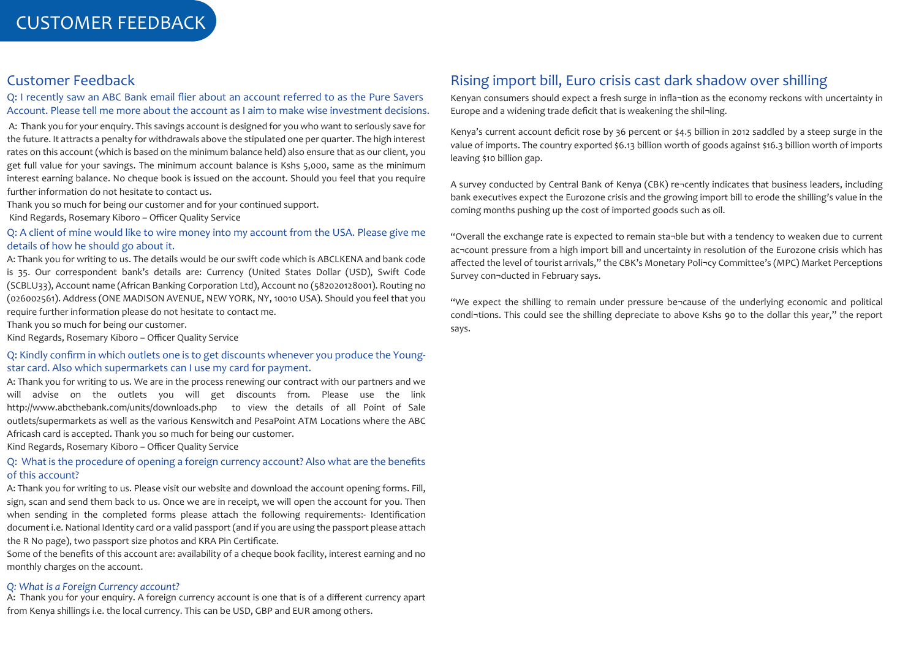# CUSTOMER FEEDBACK

## Customer Feedback

Q: I recently saw an ABC Bank email flier about an account referred to as the Pure Savers Account. Please tell me more about the account as I aim to make wise investment decisions.

A: Thank you for your enquiry. This savings account is designed for you who want to seriously save for the future. It attracts a penalty for withdrawals above the stipulated one per quarter. The high interest rates on this account (which is based on the minimum balance held) also ensure that as our client, you get full value for your savings. The minimum account balance is Kshs 5,000, same as the minimum interest earning balance. No cheque book is issued on the account. Should you feel that you require further information do not hesitate to contact us.

Thank you so much for being our customer and for your continued support.

Kind Regards, Rosemary Kiboro – Officer Quality Service

Q: A client of mine would like to wire money into my account from the USA. Please give me details of how he should go about it.

A: Thank you for writing to us. The details would be our swift code which is ABCLKENA and bank code is 35. Our correspondent bank's details are: Currency (United States Dollar (USD), Swift Code (SCBLU33), Account name (African Banking Corporation Ltd), Account no (582020128001). Routing no (026002561). Address (ONE MADISON AVENUE, NEW YORK, NY, 10010 USA). Should you feel that you require further information please do not hesitate to contact me.

Thank you so much for being our customer.

Kind Regards, Rosemary Kiboro – Officer Quality Service

Q: Kindly confirm in which outlets one is to get discounts whenever you produce the Young-star card. Also which supermarkets can I use my card for payment.

A: Thank you for writing to us. We are in the process renewing our contract with our partners and we will advise on the outlets you will get discounts from. Please use the link http://www.abcthebank.com/units/downloads.php to view the details of all Point of Sale outlets/supermarkets as well as the various Kenswitch and PesaPoint ATM Locations where the ABC Africash card is accepted. Thank you so much for being our customer.

Kind Regards, Rosemary Kiboro – Officer Quality Service

Q: What is the procedure of opening a foreign currency account? Also what are the benefits of this account?

A: Thank you for writing to us. Please visit our website and download the account opening forms. Fill, sign, scan and send them back to us. Once we are in receipt, we will open the account for you. Then when sending in the completed forms please attach the following requirements:- Identification document i.e. National Identity card or a valid passport (and if you are using the passport please attach the R No page), two passport size photos and KRA Pin Certificate.

Some of the benefits of this account are: availability of a cheque book facility, interest earning and no monthly charges on the account.

*Q: What is a Foreign Currency account?*

A: Thank you for your enquiry. A foreign currency account is one that is of a different currency apart from Kenya shillings i.e. the local currency. This can be USD, GBP and EUR among others.

## Rising import bill, Euro crisis cast dark shadow over shilling

Kenyan consumers should expect a fresh surge in infla¬tion as the economy reckons with uncertainty in Europe and a widening trade deficit that is weakening the shil¬ling.

Kenya's current account deficit rose by 36 percent or $4.5 billion in 2012 saddled by a steep surge in the value of imports. The country exported $6.13 billion worth of goods against $16.3 billion worth of imports leaving $10 billion gap.

A survey conducted by Central Bank of Kenya (CBK) re¬cently indicates that business leaders, including bank executives expect the Eurozone crisis and the growing import bill to erode the shilling's value in the coming months pushing up the cost of imported goods such as oil.

"Overall the exchange rate is expected to remain sta¬ble but with a tendency to weaken due to current ac¬count pressure from a high import bill and uncertainty in resolution of the Eurozone crisis which has affected the level of tourist arrivals," the CBK's Monetary Poli¬cy Committee's (MPC) Market Perceptions Survey con¬ducted in February says.

"We expect the shilling to remain under pressure be¬cause of the underlying economic and political condi¬tions. This could see the shilling depreciate to above Kshs 90 to the dollar this year," the report says.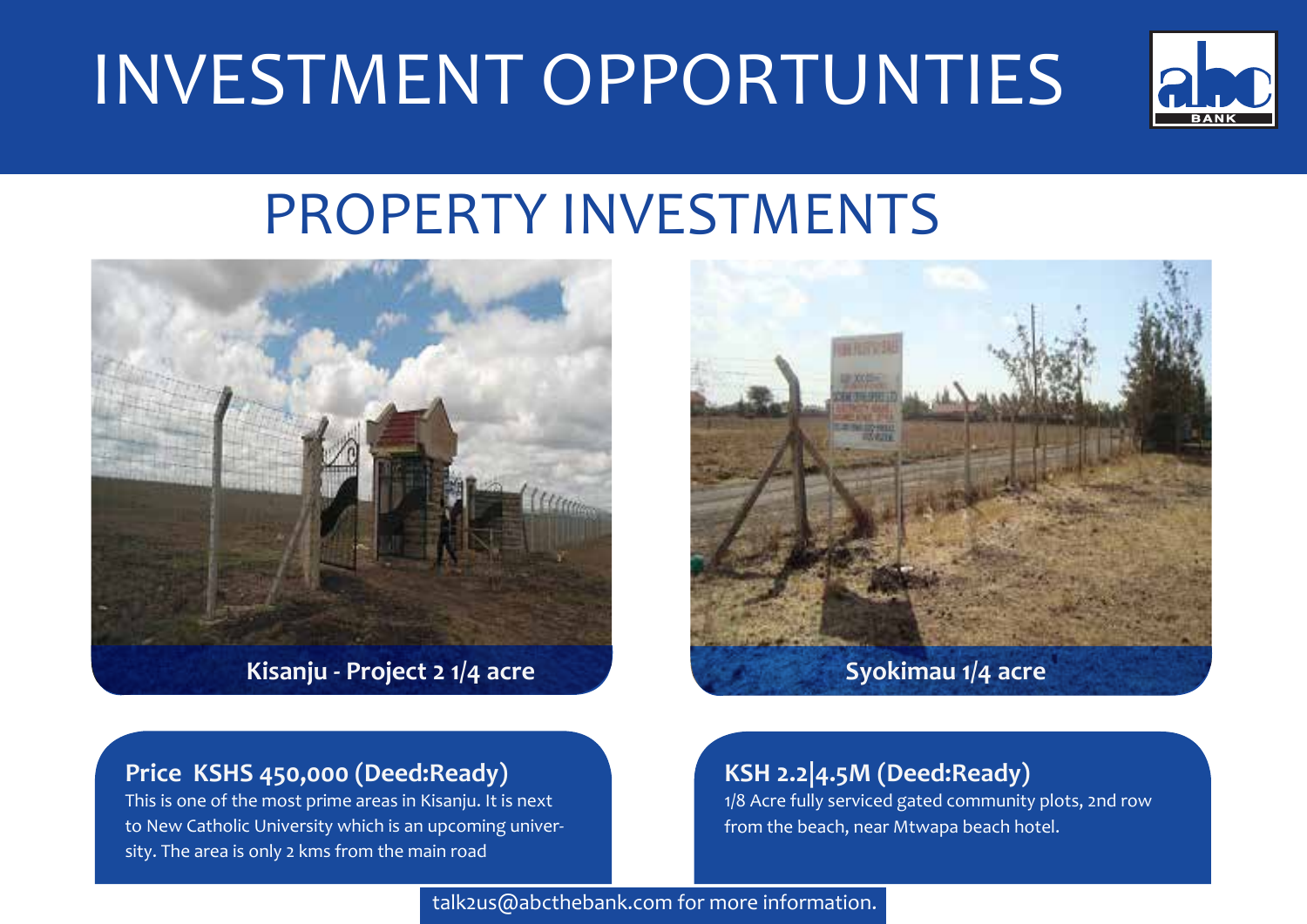# INVESTMENT OPPORTUNTIES

## PROPERTY INVESTMENTS

**Kisanju - Project 2 1/4 acre**

**Syokimau 1/4 acre**

### Price KSHS 450,000 (Deed:Ready)

This is one of the most prime areas in Kisanju. It is next to New Catholic University which is an upcoming university. The area is only 2 kms from the main road

### KSH 2.2|4.5M (Deed:Ready)

1/8 Acre fully serviced gated community plots, 2nd row from the beach, near Mtwapa beach hotel.

talk2us@abcthebank.com for more information.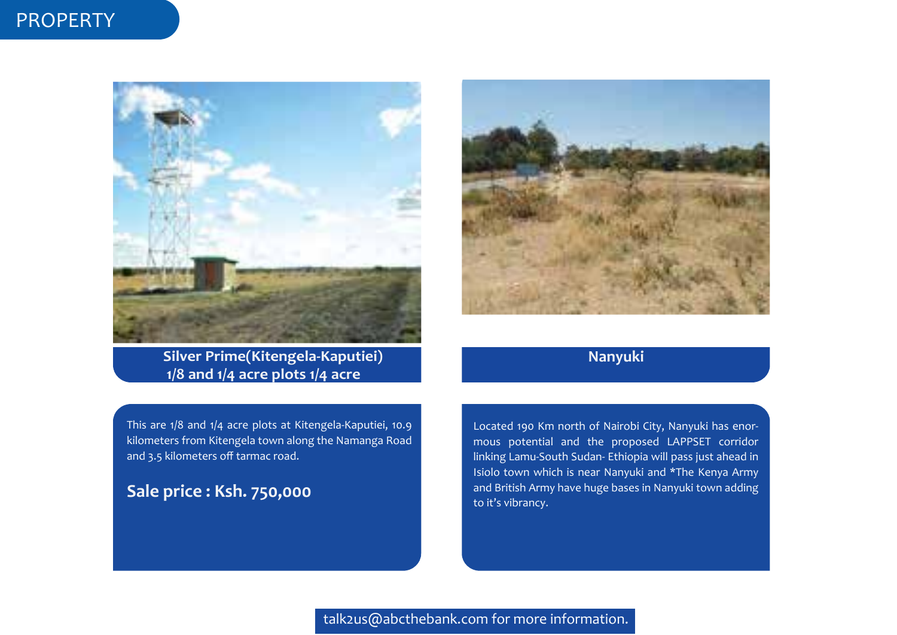# PROPERTY

## Silver Prime(Kitengela-Kaputiei) 1/8 and 1/4 acre plots 1/4 acre

This are 1/8 and 1/4 acre plots at Kitengela-Kaputiei, 10.9 kilometers from Kitengela town along the Namanga Road and 3.5 kilometers off tarmac road.

**Sale price : Ksh. 750,000**

## Nanyuki

Located 190 Km north of Nairobi City, Nanyuki has enormous potential and the proposed LAPPSET corridor linking Lamu-South Sudan- Ethiopia will pass just ahead in Isiolo town which is near Nanyuki and *The Kenya Army and British Army have huge bases in Nanyuki town adding to it's vibrancy.

talk2us@abcthebank.com for more information.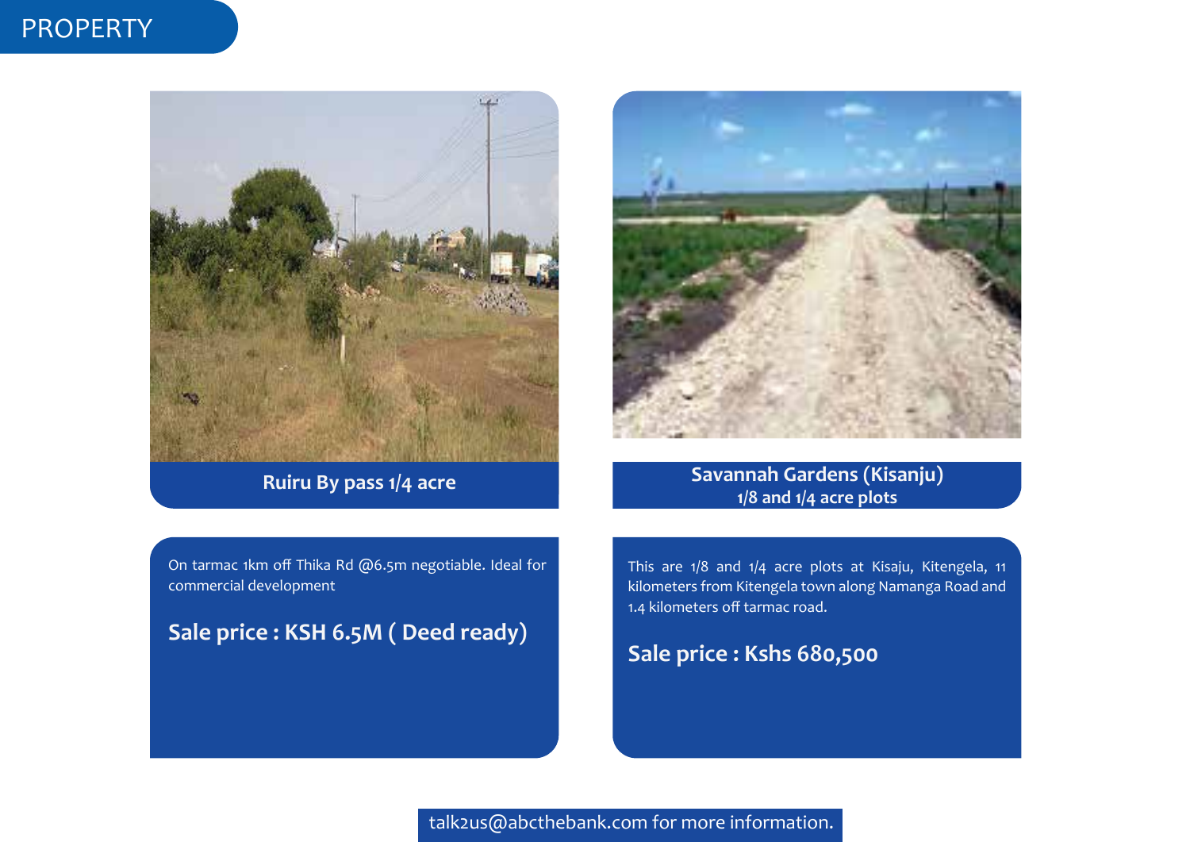# PROPERTY

## Ruiru By pass 1/4 acre

On tarmac 1km off Thika Rd @6.5m negotiable. Ideal for commercial development

**Sale price : KSH 6.5M ( Deed ready)**

## Savannah Gardens (Kisanju)
### 1/8 and 1/4 acre plots

This are 1/8 and 1/4 acre plots at Kisaju, Kitengela, 11 kilometers from Kitengela town along Namanga Road and 1.4 kilometers off tarmac road.

**Sale price : Kshs 680,500**

talk2us@abcthebank.com for more information.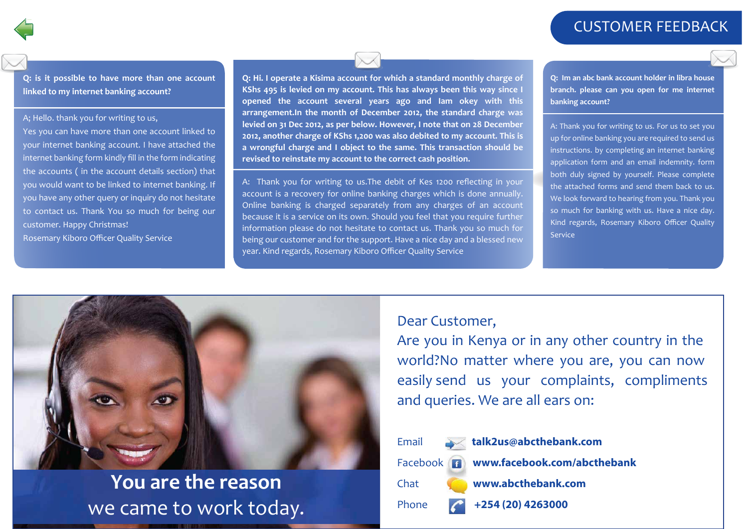## CUSTOMER FEEDBACK

**Q: is it possible to have more than one account linked to my internet banking account?**

A; Hello. thank you for writing to us,
Yes you can have more than one account linked to your internet banking account. I have attached the internet banking form kindly fill in the form indicating the accounts ( in the account details section) that you would want to be linked to internet banking. If you have any other query or inquiry do not hesitate to contact us. Thank You so much for being our customer. Happy Christmas!
Rosemary Kiboro Officer Quality Service

**Q: Hi. I operate a Kisima account for which a standard monthly charge of KShs 495 is levied on my account. This has always been this way since I opened the account several years ago and Iam okey with this arrangement.In the month of December 2012, the standard charge was levied on 31 Dec 2012, as per below. However, I note that on 28 December 2012, another charge of KShs 1,200 was also debited to my account. This is a wrongful charge and I object to the same. This transaction should be revised to reinstate my account to the correct cash position.**

A: Thank you for writing to us.The debit of Kes 1200 reflecting in your account is a recovery for online banking charges which is done annually. Online banking is charged separately from any charges of an account because it is a service on its own. Should you feel that you require further information please do not hesitate to contact us. Thank you so much for being our customer and for the support. Have a nice day and a blessed new year. Kind regards, Rosemary Kiboro Officer Quality Service

**Q: Im an abc bank account holder in libra house branch. please can you open for me internet banking account?**

A: Thank you for writing to us. For us to set you up for online banking you are required to send us instructions. by completing an internet banking application form and an email indemnity. form both duly signed by yourself. Please complete the attached forms and send them back to us. We look forward to hearing from you. Thank you so much for banking with us. Have a nice day. Kind regards, Rosemary Kiboro Officer Quality Service

**You are the reason**
we came to work today.

Dear Customer,
Are you in Kenya or in any other country in the world?No matter where you are, you can now easily send us your complaints, compliments and queries. We are all ears on:

Email **talk2us@abcthebank.com**
Facebook **www.facebook.com/abcthebank**
Chat **www.abcthebank.com**
Phone **+254 (20) 4263000**